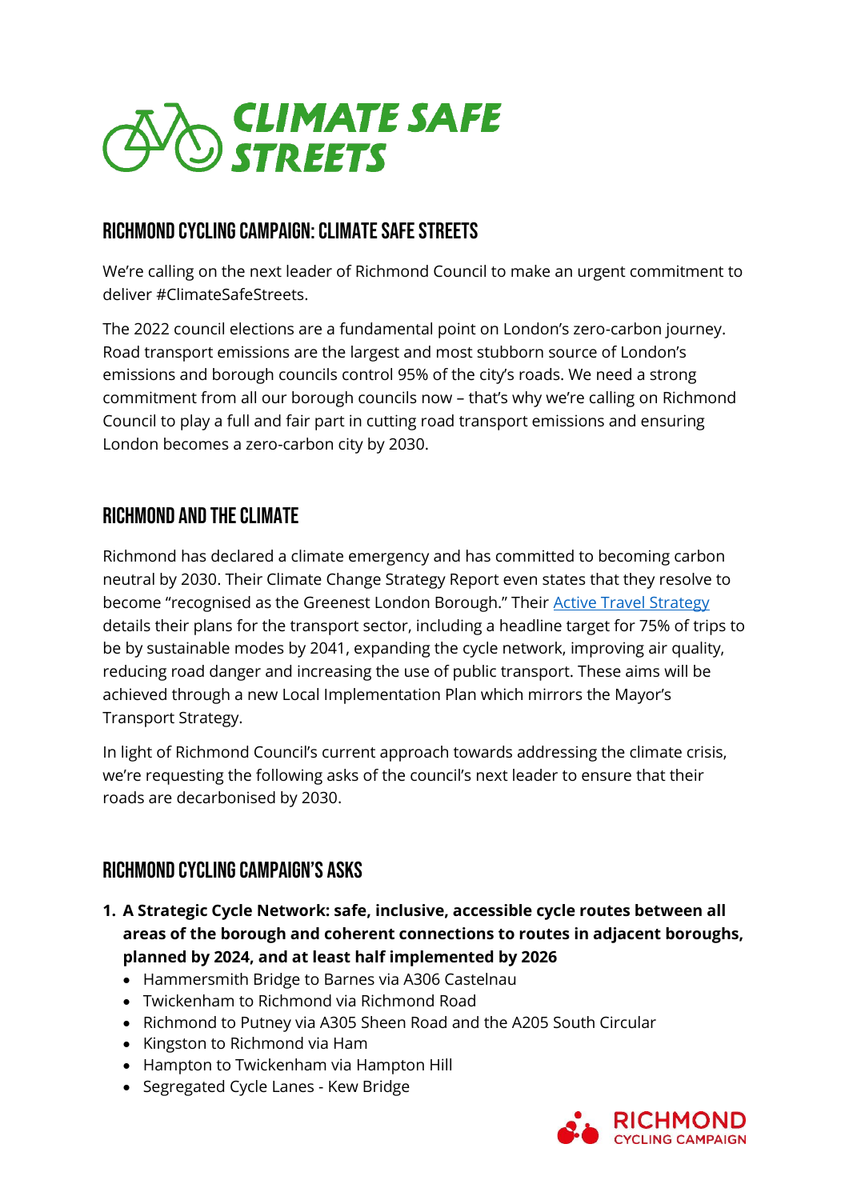# CLIMATE SAFE STREETS

## Richmond Cycling Campaign: Climate Safe Streets

We're calling on the next leader of Richmond Council to make an urgent commitment to deliver #ClimateSafeStreets.

The 2022 council elections are a fundamental point on London's zero-carbon journey. Road transport emissions are the largest and most stubborn source of London's emissions and borough councils control 95% of the city's roads. We need a strong commitment from all our borough councils now – that's why we're calling on Richmond Council to play a full and fair part in cutting road transport emissions and ensuring London becomes a zero-carbon city by 2030.

## Richmond and the Climate

Richmond has declared a climate emergency and has committed to becoming carbon neutral by 2030. Their Climate Change Strategy Report even states that they resolve to become "recognised as the Greenest London Borough." Their Active Travel Strategy details their plans for the transport sector, including a headline target for 75% of trips to be by sustainable modes by 2041, expanding the cycle network, improving air quality, reducing road danger and increasing the use of public transport. These aims will be achieved through a new Local Implementation Plan which mirrors the Mayor's Transport Strategy.

In light of Richmond Council's current approach towards addressing the climate crisis, we're requesting the following asks of the council's next leader to ensure that their roads are decarbonised by 2030.

## Richmond Cycling Campaign's Asks

1. **A Strategic Cycle Network: safe, inclusive, accessible cycle routes between all areas of the borough and coherent connections to routes in adjacent boroughs, planned by 2024, and at least half implemented by 2026**
   - Hammersmith Bridge to Barnes via A306 Castelnau
   - Twickenham to Richmond via Richmond Road
   - Richmond to Putney via A305 Sheen Road and the A205 South Circular
   - Kingston to Richmond via Ham
   - Hampton to Twickenham via Hampton Hill
   - Segregated Cycle Lanes - Kew Bridge

RICHMOND CYCLING CAMPAIGN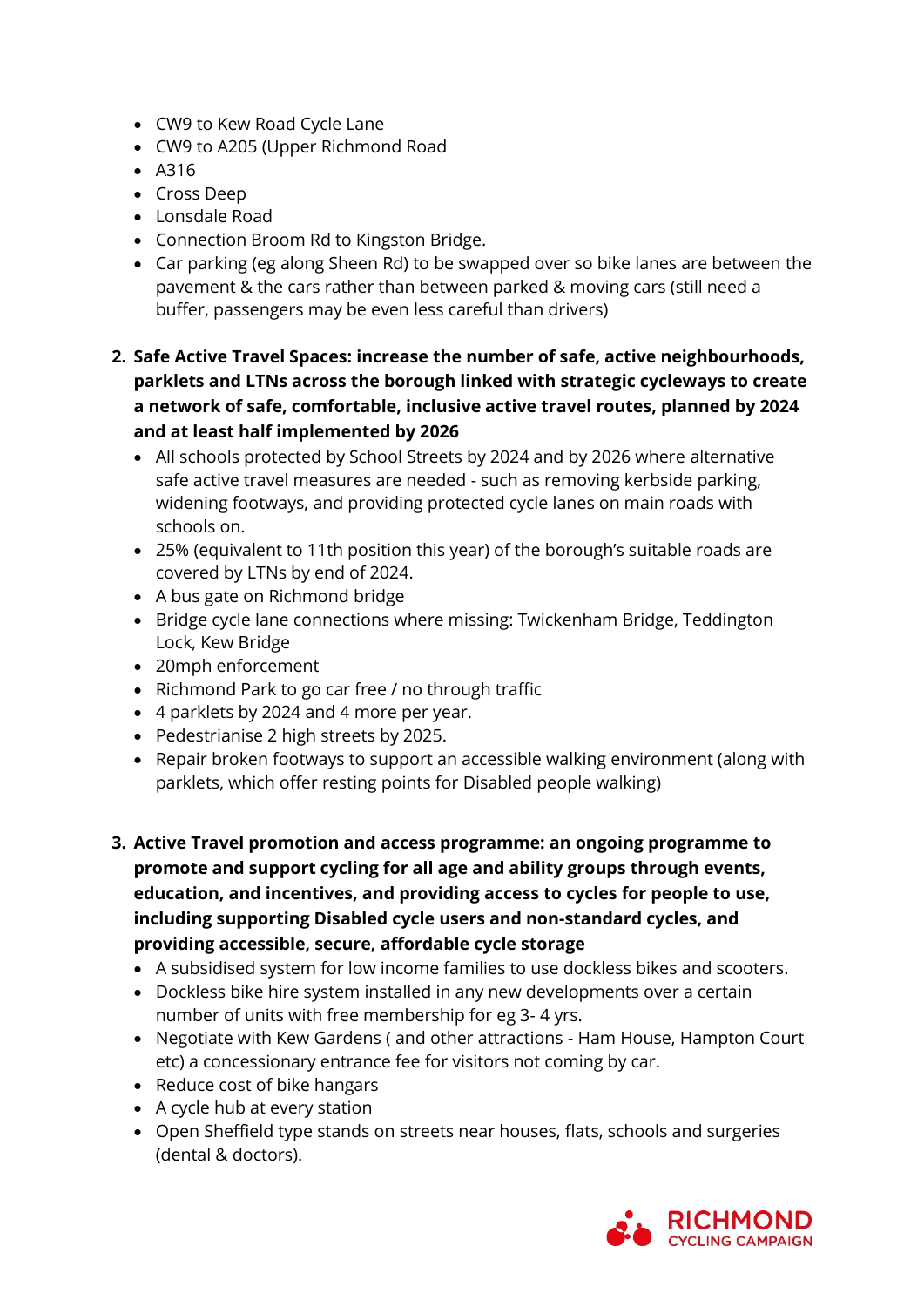- CW9 to Kew Road Cycle Lane
- CW9 to A205 (Upper Richmond Road
- A316
- Cross Deep
- Lonsdale Road
- Connection Broom Rd to Kingston Bridge.
- Car parking (eg along Sheen Rd) to be swapped over so bike lanes are between the pavement & the cars rather than between parked & moving cars (still need a buffer, passengers may be even less careful than drivers)

2. **Safe Active Travel Spaces: increase the number of safe, active neighbourhoods, parklets and LTNs across the borough linked with strategic cycleways to create a network of safe, comfortable, inclusive active travel routes, planned by 2024 and at least half implemented by 2026**
   - All schools protected by School Streets by 2024 and by 2026 where alternative safe active travel measures are needed - such as removing kerbside parking, widening footways, and providing protected cycle lanes on main roads with schools on.
   - 25% (equivalent to 11th position this year) of the borough's suitable roads are covered by LTNs by end of 2024.
   - A bus gate on Richmond bridge
   - Bridge cycle lane connections where missing: Twickenham Bridge, Teddington Lock, Kew Bridge
   - 20mph enforcement
   - Richmond Park to go car free / no through traffic
   - 4 parklets by 2024 and 4 more per year.
   - Pedestrianise 2 high streets by 2025.
   - Repair broken footways to support an accessible walking environment (along with parklets, which offer resting points for Disabled people walking)

3. **Active Travel promotion and access programme: an ongoing programme to promote and support cycling for all age and ability groups through events, education, and incentives, and providing access to cycles for people to use, including supporting Disabled cycle users and non-standard cycles, and providing accessible, secure, affordable cycle storage**
   - A subsidised system for low income families to use dockless bikes and scooters.
   - Dockless bike hire system installed in any new developments over a certain number of units with free membership for eg 3- 4 yrs.
   - Negotiate with Kew Gardens ( and other attractions - Ham House, Hampton Court etc) a concessionary entrance fee for visitors not coming by car.
   - Reduce cost of bike hangars
   - A cycle hub at every station
   - Open Sheffield type stands on streets near houses, flats, schools and surgeries (dental & doctors).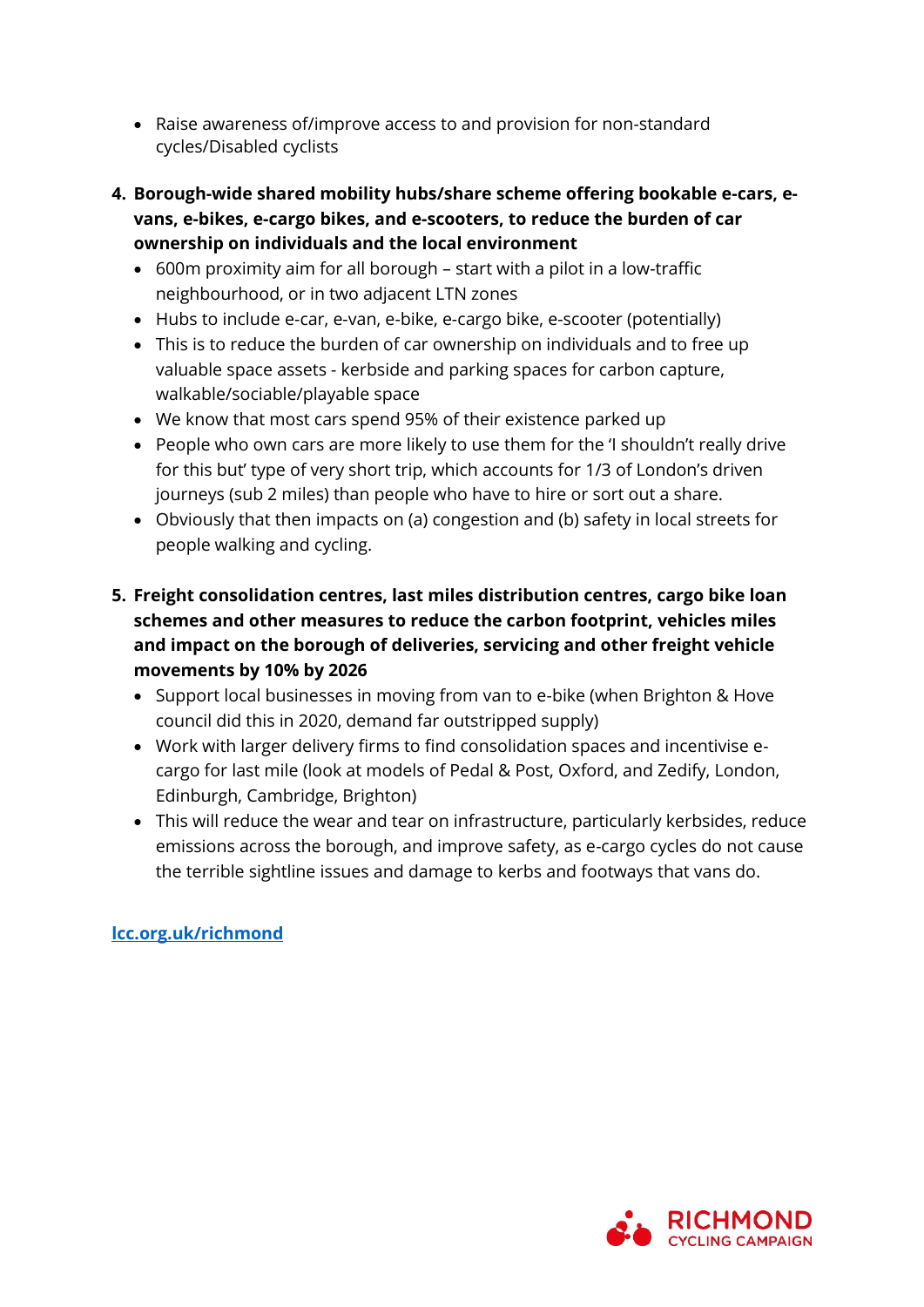- Raise awareness of/improve access to and provision for non-standard cycles/Disabled cyclists

4. **Borough-wide shared mobility hubs/share scheme offering bookable e-cars, e-vans, e-bikes, e-cargo bikes, and e-scooters, to reduce the burden of car ownership on individuals and the local environment**
   - 600m proximity aim for all borough – start with a pilot in a low-traffic neighbourhood, or in two adjacent LTN zones
   - Hubs to include e-car, e-van, e-bike, e-cargo bike, e-scooter (potentially)
   - This is to reduce the burden of car ownership on individuals and to free up valuable space assets - kerbside and parking spaces for carbon capture, walkable/sociable/playable space
   - We know that most cars spend 95% of their existence parked up
   - People who own cars are more likely to use them for the 'I shouldn't really drive for this but' type of very short trip, which accounts for 1/3 of London's driven journeys (sub 2 miles) than people who have to hire or sort out a share.
   - Obviously that then impacts on (a) congestion and (b) safety in local streets for people walking and cycling.

5. **Freight consolidation centres, last miles distribution centres, cargo bike loan schemes and other measures to reduce the carbon footprint, vehicles miles and impact on the borough of deliveries, servicing and other freight vehicle movements by 10% by 2026**
   - Support local businesses in moving from van to e-bike (when Brighton & Hove council did this in 2020, demand far outstripped supply)
   - Work with larger delivery firms to find consolidation spaces and incentivise e-cargo for last mile (look at models of Pedal & Post, Oxford, and Zedify, London, Edinburgh, Cambridge, Brighton)
   - This will reduce the wear and tear on infrastructure, particularly kerbsides, reduce emissions across the borough, and improve safety, as e-cargo cycles do not cause the terrible sightline issues and damage to kerbs and footways that vans do.

**lcc.org.uk/richmond**

RICHMOND CYCLING CAMPAIGN